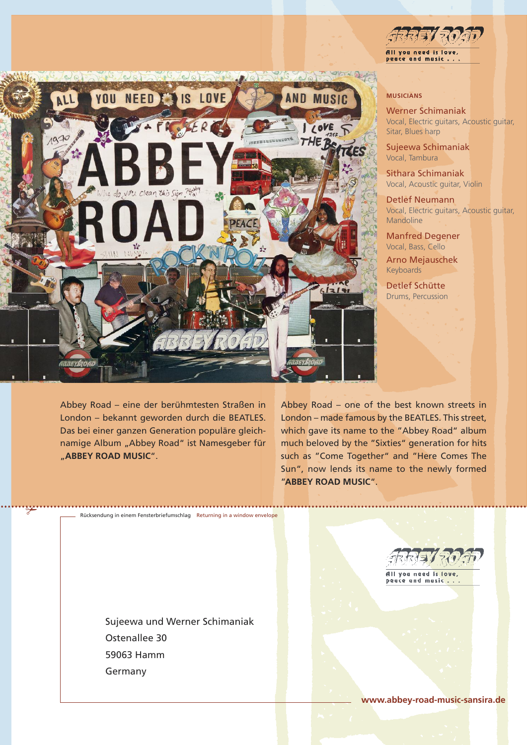ABBEY ROAD

All you need is love, peace and music . . .

## MUSICIANS

**Werner Schimaniak**
Vocal, Electric guitars, Acoustic guitar, Sitar, Blues harp

**Sujeewa Schimaniak**
Vocal, Tambura

**Sithara Schimaniak**
Vocal, Acoustic guitar, Violin

**Detlef Neumann**
Vocal, Electric guitars, Acoustic guitar, Mandoline

**Manfred Degener**
Vocal, Bass, Cello

**Arno Mejauschek**
Keyboards

**Detlef Schütte**
Drums, Percussion

Abbey Road – eine der berühmtesten Straßen in London – bekannt geworden durch die BEATLES. Das bei einer ganzen Generation populäre gleichnamige Album „Abbey Road" ist Namesgeber für „**ABBEY ROAD MUSIC**".

Abbey Road – one of the best known streets in London – made famous by the BEATLES. This street, which gave its name to the "Abbey Road" album much beloved by the "Sixties" generation for hits such as "Come Together" and "Here Comes The Sun", now lends its name to the newly formed "**ABBEY ROAD MUSIC**".

Rücksendung in einem Fensterbriefumschlag   Returning in a window envelope

ABBEY ROAD

All you need is love, peace and music . . .

Sujeewa und Werner Schimaniak
Ostenallee 30
59063 Hamm
Germany

www.abbey-road-music-sansira.de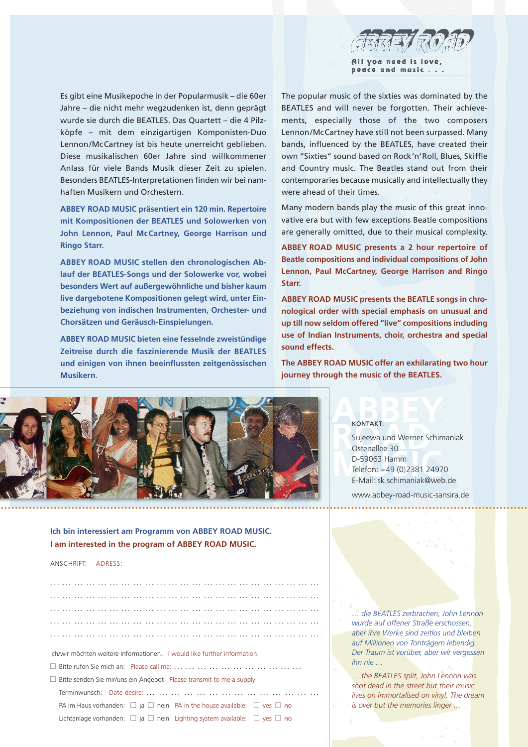ABBEY ROAD

All you need is love, peace and music . . .

Es gibt eine Musikepoche in der Popularmusik – die 60er Jahre – die nicht mehr wegzudenken ist, denn geprägt wurde sie durch die BEATLES. Das Quartett – die 4 Pilzköpfe – mit dem einzigartigen Komponisten-Duo Lennon/McCartney ist bis heute unerreicht geblieben. Diese musikalischen 60er Jahre sind willkommener Anlass für viele Bands Musik dieser Zeit zu spielen. Besonders BEATLES-Interpretationen finden wir bei namhaften Musikern und Orchestern.

**ABBEY ROAD MUSIC präsentiert ein 120 min. Repertoire mit Kompositionen der BEATLES und Solowerken von John Lennon, Paul McCartney, George Harrison und Ringo Starr.**

**ABBEY ROAD MUSIC stellen den chronologischen Ablauf der BEATLES-Songs und der Solowerke vor, wobei besonders Wert auf außergewöhnliche und bisher kaum live dargebotene Kompositionen gelegt wird, unter Einbeziehung von indischen Instrumenten, Orchester- und Chorsätzen und Geräusch-Einspielungen.**

**ABBEY ROAD MUSIC bieten eine fesselnde zweistündige Zeitreise durch die faszinierende Musik der BEATLES und einigen von ihnen beeinflussten zeitgenössischen Musikern.**

The popular music of the sixties was dominated by the BEATLES and will never be forgotten. Their achievements, especially those of the two composers Lennon/McCartney have still not been surpassed. Many bands, influenced by the BEATLES, have created their own "Sixties" sound based on Rock'n'Roll, Blues, Skiffle and Country music. The Beatles stand out from their contemporaries because musically and intellectually they were ahead of their times.

Many modern bands play the music of this great innovative era but with few exceptions Beatle compositions are generally omitted, due to their musical complexity.

**ABBEY ROAD MUSIC presents a 2 hour repertoire of Beatle compositions and individual compositions of John Lennon, Paul McCartney, George Harrison and Ringo Starr.**

**ABBEY ROAD MUSIC presents the BEATLE songs in chronological order with special emphasis on unusual and up till now seldom offered "live" compositions including use of Indian Instruments, choir, orchestra and special sound effects.**

**The ABBEY ROAD MUSIC offer an exhilarating two hour journey through the music of the BEATLES.**

KONTAKT:

Sujeewa und Werner Schimaniak
Ostenallee 30
D-59063 Hamm
Telefon: +49 (0)2381 24970
E-Mail: sk.schimaniak@web.de

www.abbey-road-music-sansira.de

**Ich bin interessiert am Programm von ABBEY ROAD MUSIC.**
**I am interested in the program of ABBEY ROAD MUSIC.**

ANSCHRIFT: ADRESS:

… … … … … … … … … … … … … … … … … … … … … … …
… … … … … … … … … … … … … … … … … … … … … … …
… … … … … … … … … … … … … … … … … … … … … … …
… … … … … … … … … … … … … … … … … … … … … … …
… … … … … … … … … … … … … … … … … … … … … … …

Ich/wir möchten weitere Informationen. I would like further information.

☐ Bitte rufen Sie mich an: Please call me: … … … … … … … … … … …

☐ Bitte senden Sie mir/uns ein Angebot Please transmit to me a supply

Terminwunsch: Date desire: … … … … … … … … … … … … … … …

PA im Haus vorhanden: ☐ ja ☐ nein PA in the house available: ☐ yes ☐ no

Lichtanlage vorhanden: ☐ ja ☐ nein Lighting system available: ☐ yes ☐ no

*… die BEATLES zerbrachen, John Lennon wurde auf offener Straße erschossen, aber ihre Werke sind zeitlos und bleiben auf Millionen von Tonträgern lebendig. Der Traum ist vorüber, aber wir vergessen ihn nie …*

*… the BEATLES split, John Lennon was shot dead in the street but their music lives on immortalised on vinyl. The dream is over but the memories linger …*